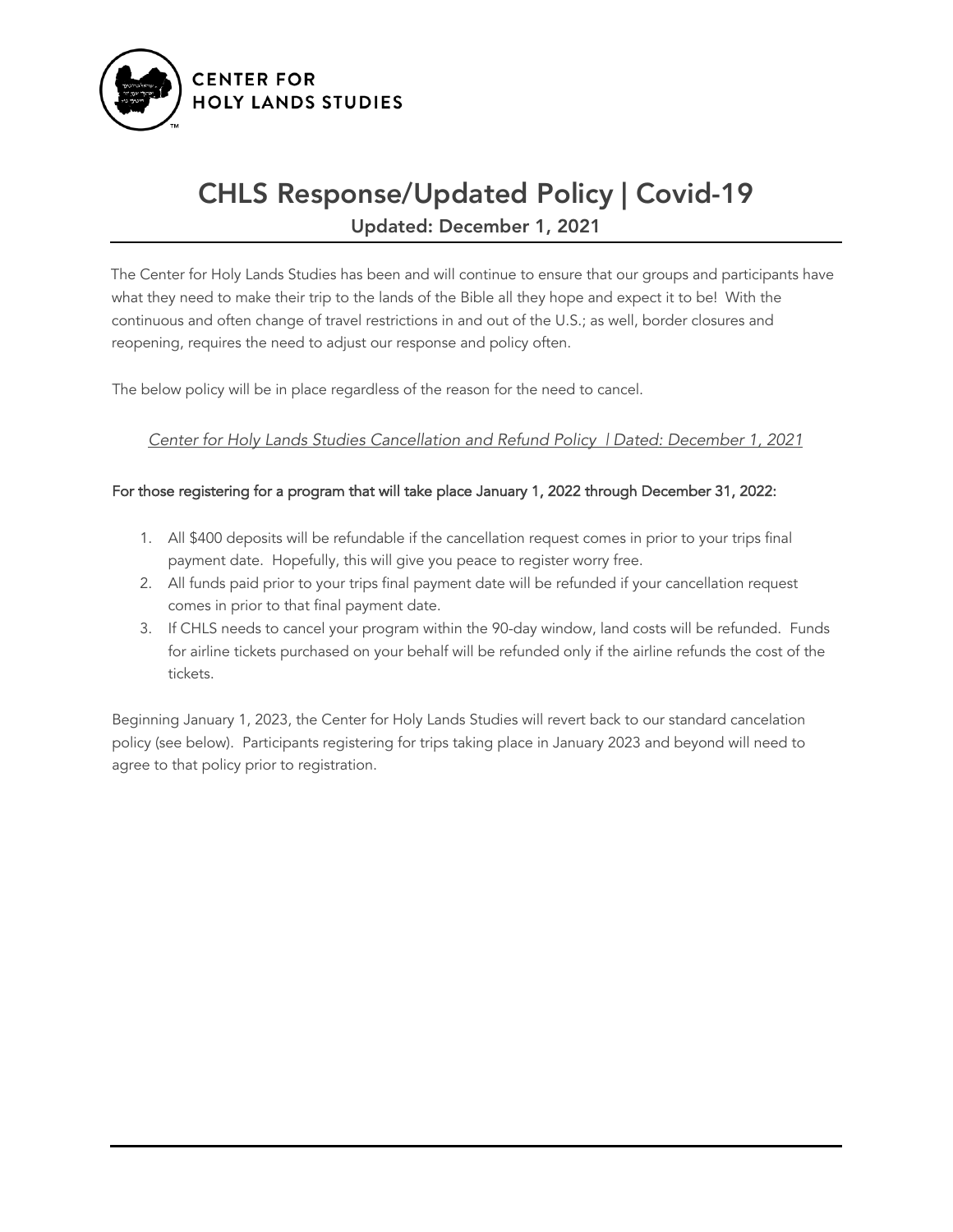**CENTER FOR HOLY LANDS STUDIES**

# CHLS Response/Updated Policy | Covid-19

## Updated: December 1, 2021

The Center for Holy Lands Studies has been and will continue to ensure that our groups and participants have what they need to make their trip to the lands of the Bible all they hope and expect it to be! With the continuous and often change of travel restrictions in and out of the U.S.; as well, border closures and reopening, requires the need to adjust our response and policy often.

The below policy will be in place regardless of the reason for the need to cancel.

*Center for Holy Lands Studies Cancellation and Refund Policy | Dated: December 1, 2021*

**For those registering for a program that will take place January 1, 2022 through December 31, 2022:**

1. All $400 deposits will be refundable if the cancellation request comes in prior to your trips final payment date. Hopefully, this will give you peace to register worry free.
2. All funds paid prior to your trips final payment date will be refunded if your cancellation request comes in prior to that final payment date.
3. If CHLS needs to cancel your program within the 90-day window, land costs will be refunded. Funds for airline tickets purchased on your behalf will be refunded only if the airline refunds the cost of the tickets.

Beginning January 1, 2023, the Center for Holy Lands Studies will revert back to our standard cancelation policy (see below). Participants registering for trips taking place in January 2023 and beyond will need to agree to that policy prior to registration.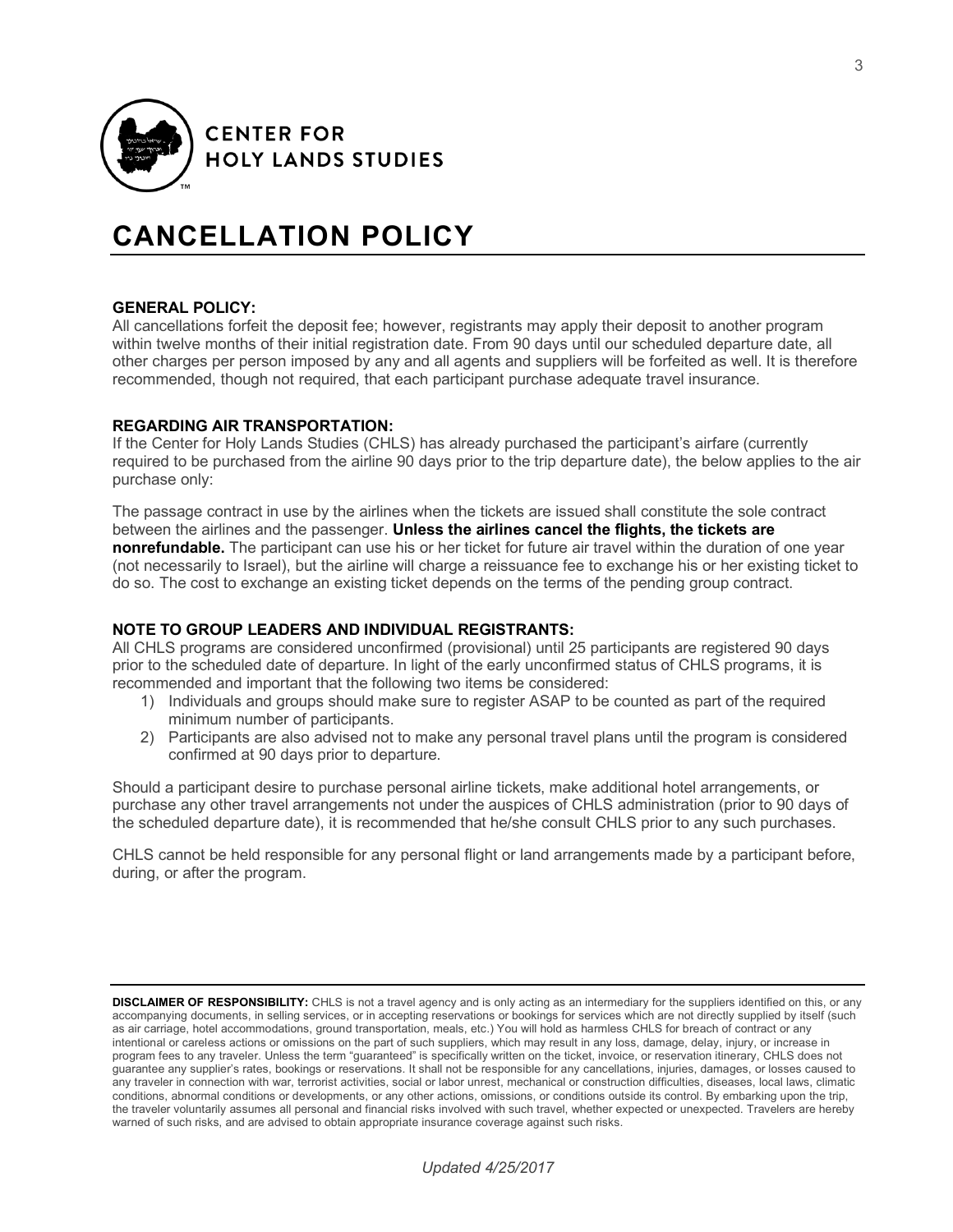**CENTER FOR HOLY LANDS STUDIES**

# CANCELLATION POLICY

**GENERAL POLICY:**
All cancellations forfeit the deposit fee; however, registrants may apply their deposit to another program within twelve months of their initial registration date. From 90 days until our scheduled departure date, all other charges per person imposed by any and all agents and suppliers will be forfeited as well. It is therefore recommended, though not required, that each participant purchase adequate travel insurance.

**REGARDING AIR TRANSPORTATION:**
If the Center for Holy Lands Studies (CHLS) has already purchased the participant's airfare (currently required to be purchased from the airline 90 days prior to the trip departure date), the below applies to the air purchase only:

The passage contract in use by the airlines when the tickets are issued shall constitute the sole contract between the airlines and the passenger. **Unless the airlines cancel the flights, the tickets are nonrefundable.** The participant can use his or her ticket for future air travel within the duration of one year (not necessarily to Israel), but the airline will charge a reissuance fee to exchange his or her existing ticket to do so. The cost to exchange an existing ticket depends on the terms of the pending group contract.

**NOTE TO GROUP LEADERS AND INDIVIDUAL REGISTRANTS:**
All CHLS programs are considered unconfirmed (provisional) until 25 participants are registered 90 days prior to the scheduled date of departure. In light of the early unconfirmed status of CHLS programs, it is recommended and important that the following two items be considered:

1) Individuals and groups should make sure to register ASAP to be counted as part of the required minimum number of participants.
2) Participants are also advised not to make any personal travel plans until the program is considered confirmed at 90 days prior to departure.

Should a participant desire to purchase personal airline tickets, make additional hotel arrangements, or purchase any other travel arrangements not under the auspices of CHLS administration (prior to 90 days of the scheduled departure date), it is recommended that he/she consult CHLS prior to any such purchases.

CHLS cannot be held responsible for any personal flight or land arrangements made by a participant before, during, or after the program.

---

**DISCLAIMER OF RESPONSIBILITY:** CHLS is not a travel agency and is only acting as an intermediary for the suppliers identified on this, or any accompanying documents, in selling services, or in accepting reservations or bookings for services which are not directly supplied by itself (such as air carriage, hotel accommodations, ground transportation, meals, etc.) You will hold as harmless CHLS for breach of contract or any intentional or careless actions or omissions on the part of such suppliers, which may result in any loss, damage, delay, injury, or increase in program fees to any traveler. Unless the term "guaranteed" is specifically written on the ticket, invoice, or reservation itinerary, CHLS does not guarantee any supplier's rates, bookings or reservations. It shall not be responsible for any cancellations, injuries, damages, or losses caused to any traveler in connection with war, terrorist activities, social or labor unrest, mechanical or construction difficulties, diseases, local laws, climatic conditions, abnormal conditions or developments, or any other actions, omissions, or conditions outside its control. By embarking upon the trip, the traveler voluntarily assumes all personal and financial risks involved with such travel, whether expected or unexpected. Travelers are hereby warned of such risks, and are advised to obtain appropriate insurance coverage against such risks.

*Updated 4/25/2017*